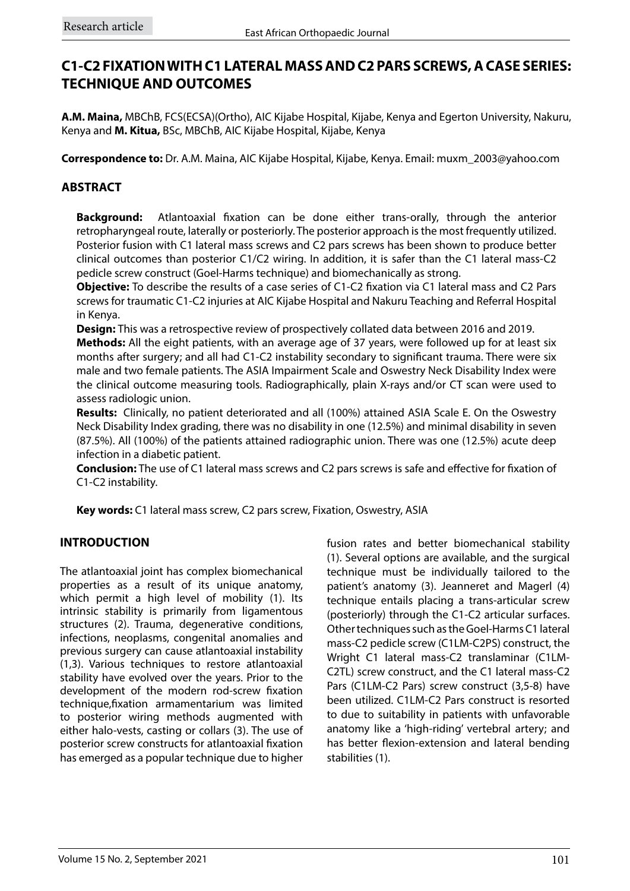Research article

# C1-C2 FIXATION WITH C1 LATERAL MASS AND C2 PARS SCREWS, A CASE SERIES: TECHNIQUE AND OUTCOMES

**A.M. Maina,** MBChB, FCS(ECSA)(Ortho), AIC Kijabe Hospital, Kijabe, Kenya and Egerton University, Nakuru, Kenya and **M. Kitua,** BSc, MBChB, AIC Kijabe Hospital, Kijabe, Kenya

**Correspondence to:** Dr. A.M. Maina, AIC Kijabe Hospital, Kijabe, Kenya. Email: muxm_2003@yahoo.com

## ABSTRACT

**Background:** Atlantoaxial fixation can be done either trans-orally, through the anterior retropharyngeal route, laterally or posteriorly. The posterior approach is the most frequently utilized. Posterior fusion with C1 lateral mass screws and C2 pars screws has been shown to produce better clinical outcomes than posterior C1/C2 wiring. In addition, it is safer than the C1 lateral mass-C2 pedicle screw construct (Goel-Harms technique) and biomechanically as strong.

**Objective:** To describe the results of a case series of C1-C2 fixation via C1 lateral mass and C2 Pars screws for traumatic C1-C2 injuries at AIC Kijabe Hospital and Nakuru Teaching and Referral Hospital in Kenya.

**Design:** This was a retrospective review of prospectively collated data between 2016 and 2019.

**Methods:** All the eight patients, with an average age of 37 years, were followed up for at least six months after surgery; and all had C1-C2 instability secondary to significant trauma. There were six male and two female patients. The ASIA Impairment Scale and Oswestry Neck Disability Index were the clinical outcome measuring tools. Radiographically, plain X-rays and/or CT scan were used to assess radiologic union.

**Results:** Clinically, no patient deteriorated and all (100%) attained ASIA Scale E. On the Oswestry Neck Disability Index grading, there was no disability in one (12.5%) and minimal disability in seven (87.5%). All (100%) of the patients attained radiographic union. There was one (12.5%) acute deep infection in a diabetic patient.

**Conclusion:** The use of C1 lateral mass screws and C2 pars screws is safe and effective for fixation of C1-C2 instability.

**Key words:** C1 lateral mass screw, C2 pars screw, Fixation, Oswestry, ASIA

## INTRODUCTION

The atlantoaxial joint has complex biomechanical properties as a result of its unique anatomy, which permit a high level of mobility (1). Its intrinsic stability is primarily from ligamentous structures (2). Trauma, degenerative conditions, infections, neoplasms, congenital anomalies and previous surgery can cause atlantoaxial instability (1,3). Various techniques to restore atlantoaxial stability have evolved over the years. Prior to the development of the modern rod-screw fixation technique,fixation armamentarium was limited to posterior wiring methods augmented with either halo-vests, casting or collars (3). The use of posterior screw constructs for atlantoaxial fixation has emerged as a popular technique due to higher fusion rates and better biomechanical stability (1). Several options are available, and the surgical technique must be individually tailored to the patient's anatomy (3). Jeanneret and Magerl (4) technique entails placing a trans-articular screw (posteriorly) through the C1-C2 articular surfaces. Other techniques such as the Goel-Harms C1 lateral mass-C2 pedicle screw (C1LM-C2PS) construct, the Wright C1 lateral mass-C2 translaminar (C1LM-C2TL) screw construct, and the C1 lateral mass-C2 Pars (C1LM-C2 Pars) screw construct (3,5-8) have been utilized. C1LM-C2 Pars construct is resorted to due to suitability in patients with unfavorable anatomy like a 'high-riding' vertebral artery; and has better flexion-extension and lateral bending stabilities (1).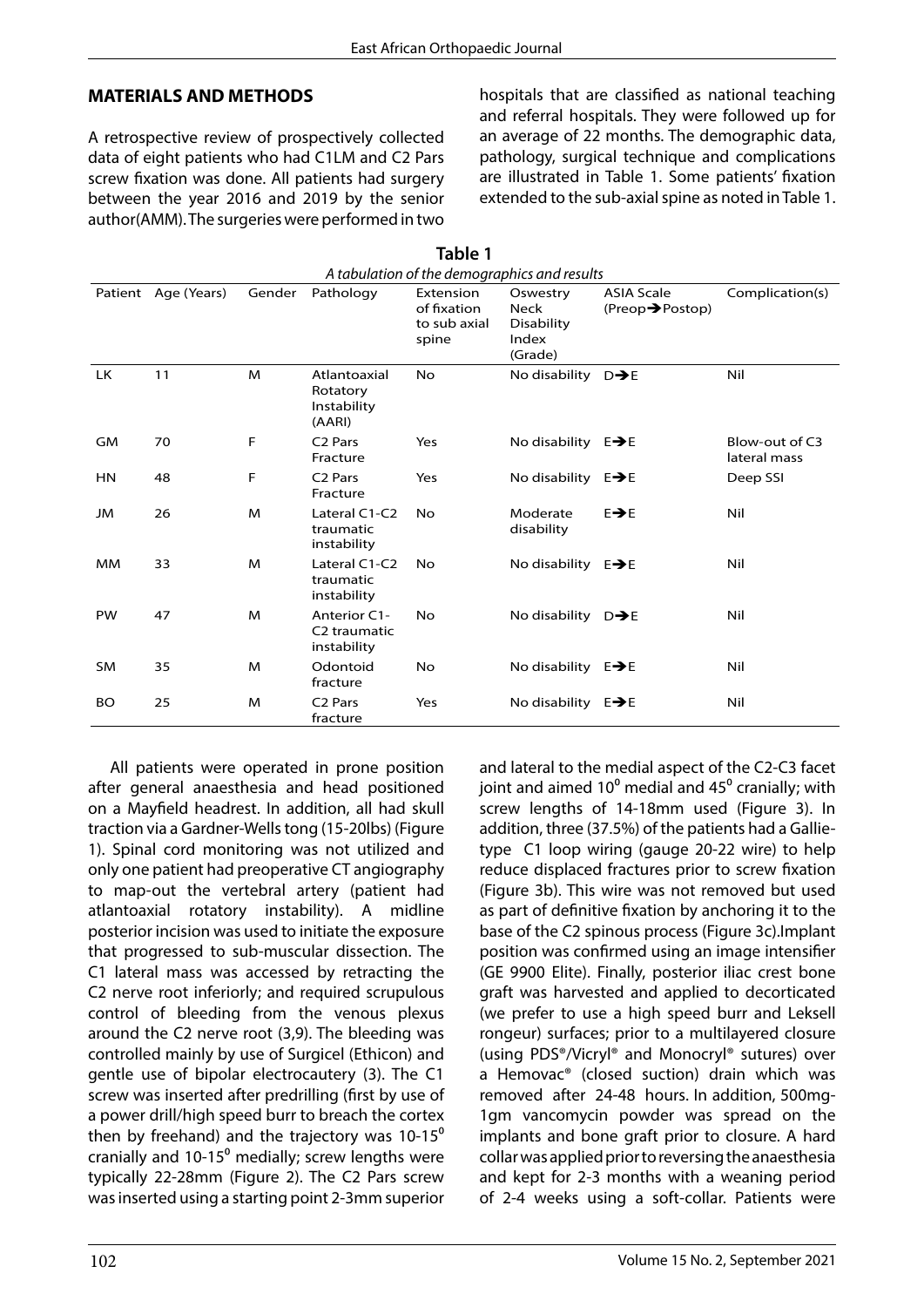## MATERIALS AND METHODS

A retrospective review of prospectively collected data of eight patients who had C1LM and C2 Pars screw fixation was done. All patients had surgery between the year 2016 and 2019 by the senior author(AMM). The surgeries were performed in two hospitals that are classified as national teaching and referral hospitals. They were followed up for an average of 22 months. The demographic data, pathology, surgical technique and complications are illustrated in Table 1. Some patients' fixation extended to the sub-axial spine as noted in Table 1.

**Table 1**

*A tabulation of the demographics and results*

| Patient | Age (Years) | Gender | Pathology | Extension of fixation to sub axial spine | Oswestry Neck Disability Index (Grade) | ASIA Scale (Preop➔Postop) | Complication(s) |
|---|---|---|---|---|---|---|---|
| LK | 11 | M | Atlantoaxial Rotatory Instability (AARI) | No | No disability | D➔E | Nil |
| GM | 70 | F | C2 Pars Fracture | Yes | No disability | E➔E | Blow-out of C3 lateral mass |
| HN | 48 | F | C2 Pars Fracture | Yes | No disability | E➔E | Deep SSI |
| JM | 26 | M | Lateral C1-C2 traumatic instability | No | Moderate disability | E➔E | Nil |
| MM | 33 | M | Lateral C1-C2 traumatic instability | No | No disability | E➔E | Nil |
| PW | 47 | M | Anterior C1-C2 traumatic instability | No | No disability | D➔E | Nil |
| SM | 35 | M | Odontoid fracture | No | No disability | E➔E | Nil |
| BO | 25 | M | C2 Pars fracture | Yes | No disability | E➔E | Nil |

All patients were operated in prone position after general anaesthesia and head positioned on a Mayfield headrest. In addition, all had skull traction via a Gardner-Wells tong (15-20lbs) (Figure 1). Spinal cord monitoring was not utilized and only one patient had preoperative CT angiography to map-out the vertebral artery (patient had atlantoaxial rotatory instability). A midline posterior incision was used to initiate the exposure that progressed to sub-muscular dissection. The C1 lateral mass was accessed by retracting the C2 nerve root inferiorly; and required scrupulous control of bleeding from the venous plexus around the C2 nerve root (3,9). The bleeding was controlled mainly by use of Surgicel (Ethicon) and gentle use of bipolar electrocautery (3). The C1 screw was inserted after predrilling (first by use of a power drill/high speed burr to breach the cortex then by freehand) and the trajectory was 10-15$^{0}$ cranially and 10-15$^{0}$ medially; screw lengths were typically 22-28mm (Figure 2). The C2 Pars screw was inserted using a starting point 2-3mm superior and lateral to the medial aspect of the C2-C3 facet joint and aimed 10$^{0}$ medial and 45$^{0}$ cranially; with screw lengths of 14-18mm used (Figure 3). In addition, three (37.5%) of the patients had a Gallie-type C1 loop wiring (gauge 20-22 wire) to help reduce displaced fractures prior to screw fixation (Figure 3b). This wire was not removed but used as part of definitive fixation by anchoring it to the base of the C2 spinous process (Figure 3c).Implant position was confirmed using an image intensifier (GE 9900 Elite). Finally, posterior iliac crest bone graft was harvested and applied to decorticated (we prefer to use a high speed burr and Leksell rongeur) surfaces; prior to a multilayered closure (using PDS®/Vicryl® and Monocryl® sutures) over a Hemovac® (closed suction) drain which was removed after 24-48 hours. In addition, 500mg-1gm vancomycin powder was spread on the implants and bone graft prior to closure. A hard collar was applied prior to reversing the anaesthesia and kept for 2-3 months with a weaning period of 2-4 weeks using a soft-collar. Patients were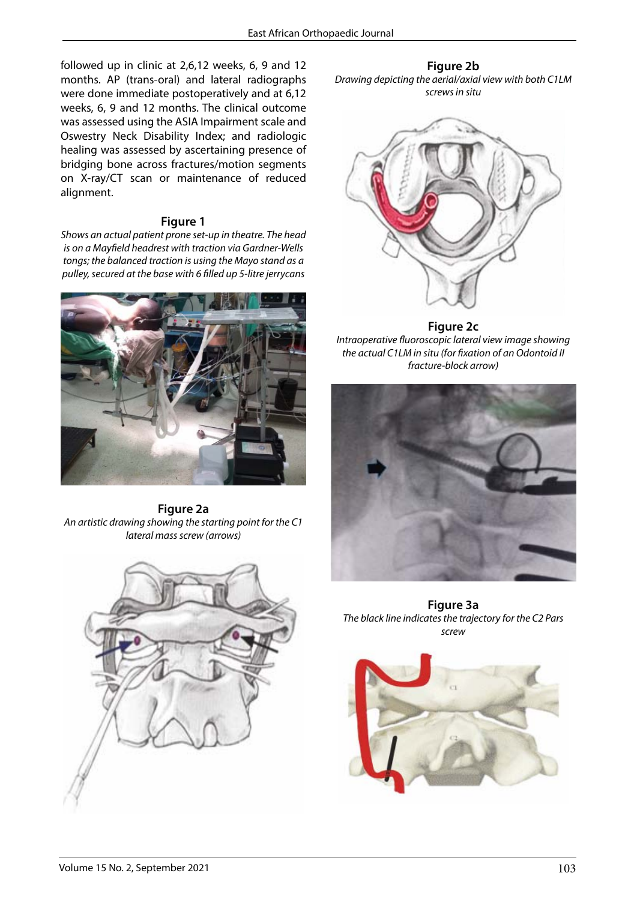followed up in clinic at 2,6,12 weeks, 6, 9 and 12 months. AP (trans-oral) and lateral radiographs were done immediate postoperatively and at 6,12 weeks, 6, 9 and 12 months. The clinical outcome was assessed using the ASIA Impairment scale and Oswestry Neck Disability Index; and radiologic healing was assessed by ascertaining presence of bridging bone across fractures/motion segments on X-ray/CT scan or maintenance of reduced alignment.

**Figure 1**

*Shows an actual patient prone set-up in theatre. The head is on a Mayfield headrest with traction via Gardner-Wells tongs; the balanced traction is using the Mayo stand as a pulley, secured at the base with 6 filled up 5-litre jerrycans*

**Figure 2a**

*An artistic drawing showing the starting point for the C1 lateral mass screw (arrows)*

**Figure 2b**

*Drawing depicting the aerial/axial view with both C1LM screws in situ*

**Figure 2c**

*Intraoperative fluoroscopic lateral view image showing the actual C1LM in situ (for fixation of an Odontoid II fracture-block arrow)*

**Figure 3a**

*The black line indicates the trajectory for the C2 Pars screw*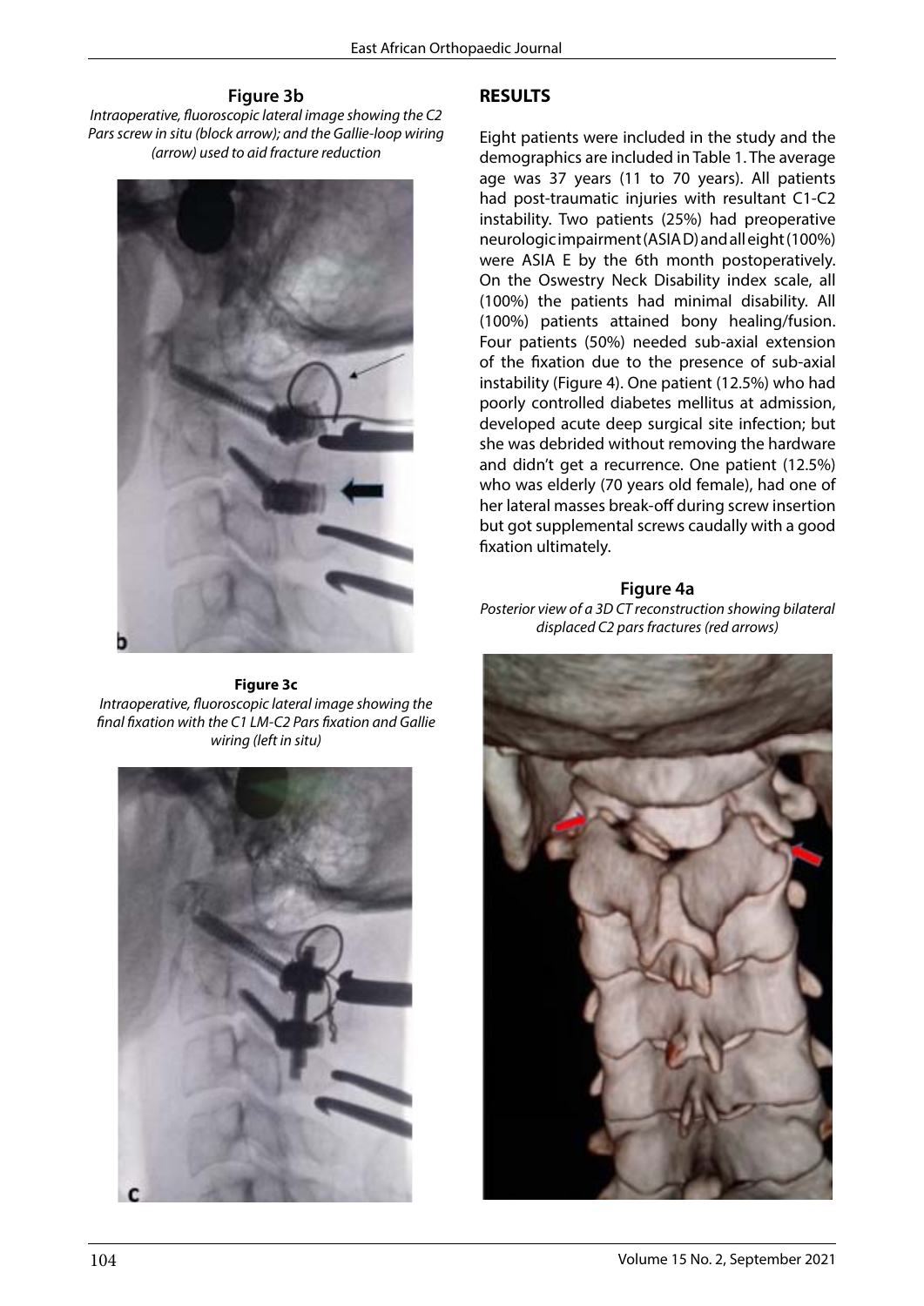**Figure 3b**

*Intraoperative, fluoroscopic lateral image showing the C2 Pars screw in situ (block arrow); and the Gallie-loop wiring (arrow) used to aid fracture reduction*

**Figure 3c**

*Intraoperative, fluoroscopic lateral image showing the final fixation with the C1 LM-C2 Pars fixation and Gallie wiring (left in situ)*

## RESULTS

Eight patients were included in the study and the demographics are included in Table 1. The average age was 37 years (11 to 70 years). All patients had post-traumatic injuries with resultant C1-C2 instability. Two patients (25%) had preoperative neurologic impairment (ASIA D) and all eight (100%) were ASIA E by the 6th month postoperatively. On the Oswestry Neck Disability index scale, all (100%) the patients had minimal disability. All (100%) patients attained bony healing/fusion. Four patients (50%) needed sub-axial extension of the fixation due to the presence of sub-axial instability (Figure 4). One patient (12.5%) who had poorly controlled diabetes mellitus at admission, developed acute deep surgical site infection; but she was debrided without removing the hardware and didn't get a recurrence. One patient (12.5%) who was elderly (70 years old female), had one of her lateral masses break-off during screw insertion but got supplemental screws caudally with a good fixation ultimately.

**Figure 4a**

*Posterior view of a 3D CT reconstruction showing bilateral displaced C2 pars fractures (red arrows)*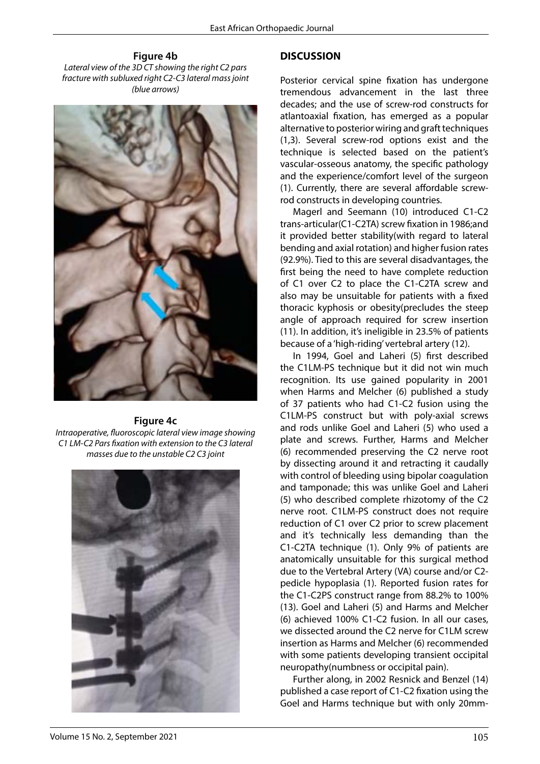**Figure 4b**

*Lateral view of the 3D CT showing the right C2 pars fracture with subluxed right C2-C3 lateral mass joint (blue arrows)*

**Figure 4c**

*Intraoperative, fluoroscopic lateral view image showing C1 LM-C2 Pars fixation with extension to the C3 lateral masses due to the unstable C2 C3 joint*

## DISCUSSION

Posterior cervical spine fixation has undergone tremendous advancement in the last three decades; and the use of screw-rod constructs for atlantoaxial fixation, has emerged as a popular alternative to posterior wiring and graft techniques (1,3). Several screw-rod options exist and the technique is selected based on the patient's vascular-osseous anatomy, the specific pathology and the experience/comfort level of the surgeon (1). Currently, there are several affordable screw-rod constructs in developing countries.

Magerl and Seemann (10) introduced C1-C2 trans-articular(C1-C2TA) screw fixation in 1986;and it provided better stability(with regard to lateral bending and axial rotation) and higher fusion rates (92.9%). Tied to this are several disadvantages, the first being the need to have complete reduction of C1 over C2 to place the C1-C2TA screw and also may be unsuitable for patients with a fixed thoracic kyphosis or obesity(precludes the steep angle of approach required for screw insertion (11). In addition, it's ineligible in 23.5% of patients because of a 'high-riding' vertebral artery (12).

In 1994, Goel and Laheri (5) first described the C1LM-PS technique but it did not win much recognition. Its use gained popularity in 2001 when Harms and Melcher (6) published a study of 37 patients who had C1-C2 fusion using the C1LM-PS construct but with poly-axial screws and rods unlike Goel and Laheri (5) who used a plate and screws. Further, Harms and Melcher (6) recommended preserving the C2 nerve root by dissecting around it and retracting it caudally with control of bleeding using bipolar coagulation and tamponade; this was unlike Goel and Laheri (5) who described complete rhizotomy of the C2 nerve root. C1LM-PS construct does not require reduction of C1 over C2 prior to screw placement and it's technically less demanding than the C1-C2TA technique (1). Only 9% of patients are anatomically unsuitable for this surgical method due to the Vertebral Artery (VA) course and/or C2-pedicle hypoplasia (1). Reported fusion rates for the C1-C2PS construct range from 88.2% to 100% (13). Goel and Laheri (5) and Harms and Melcher (6) achieved 100% C1-C2 fusion. In all our cases, we dissected around the C2 nerve for C1LM screw insertion as Harms and Melcher (6) recommended with some patients developing transient occipital neuropathy(numbness or occipital pain).

Further along, in 2002 Resnick and Benzel (14) published a case report of C1-C2 fixation using the Goel and Harms technique but with only 20mm-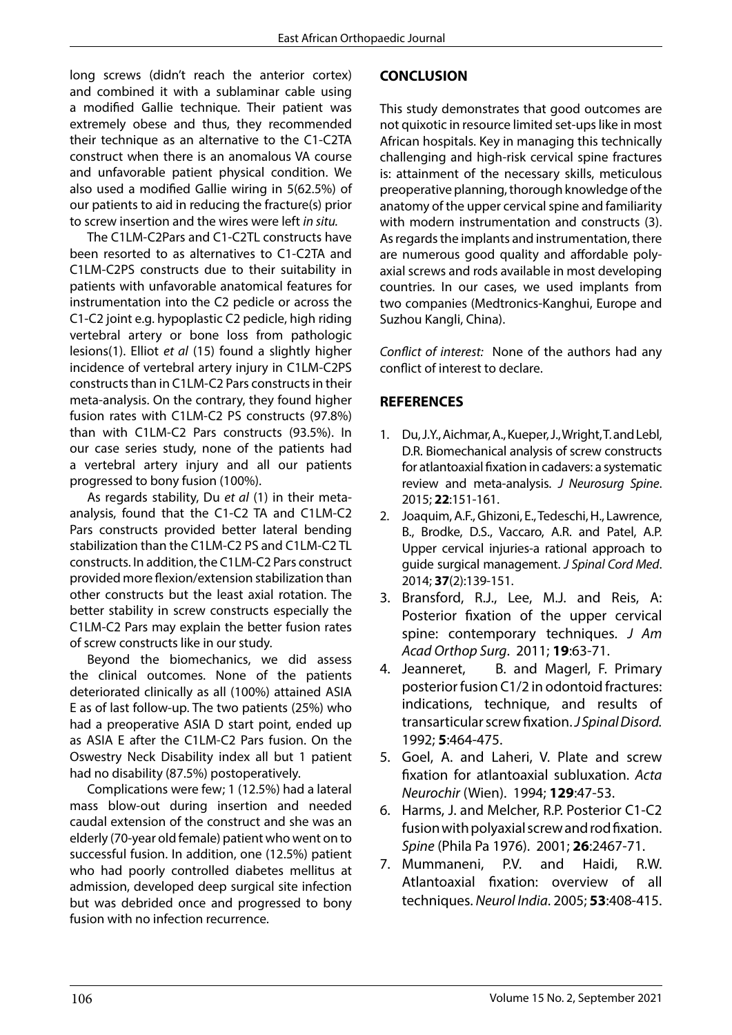long screws (didn't reach the anterior cortex) and combined it with a sublaminar cable using a modified Gallie technique. Their patient was extremely obese and thus, they recommended their technique as an alternative to the C1-C2TA construct when there is an anomalous VA course and unfavorable patient physical condition. We also used a modified Gallie wiring in 5(62.5%) of our patients to aid in reducing the fracture(s) prior to screw insertion and the wires were left *in situ*.

The C1LM-C2Pars and C1-C2TL constructs have been resorted to as alternatives to C1-C2TA and C1LM-C2PS constructs due to their suitability in patients with unfavorable anatomical features for instrumentation into the C2 pedicle or across the C1-C2 joint e.g. hypoplastic C2 pedicle, high riding vertebral artery or bone loss from pathologic lesions(1). Elliot *et al* (15) found a slightly higher incidence of vertebral artery injury in C1LM-C2PS constructs than in C1LM-C2 Pars constructs in their meta-analysis. On the contrary, they found higher fusion rates with C1LM-C2 PS constructs (97.8%) than with C1LM-C2 Pars constructs (93.5%). In our case series study, none of the patients had a vertebral artery injury and all our patients progressed to bony fusion (100%).

As regards stability, Du *et al* (1) in their meta-analysis, found that the C1-C2 TA and C1LM-C2 Pars constructs provided better lateral bending stabilization than the C1LM-C2 PS and C1LM-C2 TL constructs. In addition, the C1LM-C2 Pars construct provided more flexion/extension stabilization than other constructs but the least axial rotation. The better stability in screw constructs especially the C1LM-C2 Pars may explain the better fusion rates of screw constructs like in our study.

Beyond the biomechanics, we did assess the clinical outcomes. None of the patients deteriorated clinically as all (100%) attained ASIA E as of last follow-up. The two patients (25%) who had a preoperative ASIA D start point, ended up as ASIA E after the C1LM-C2 Pars fusion. On the Oswestry Neck Disability index all but 1 patient had no disability (87.5%) postoperatively.

Complications were few; 1 (12.5%) had a lateral mass blow-out during insertion and needed caudal extension of the construct and she was an elderly (70-year old female) patient who went on to successful fusion. In addition, one (12.5%) patient who had poorly controlled diabetes mellitus at admission, developed deep surgical site infection but was debrided once and progressed to bony fusion with no infection recurrence.

## CONCLUSION

This study demonstrates that good outcomes are not quixotic in resource limited set-ups like in most African hospitals. Key in managing this technically challenging and high-risk cervical spine fractures is: attainment of the necessary skills, meticulous preoperative planning, thorough knowledge of the anatomy of the upper cervical spine and familiarity with modern instrumentation and constructs (3). As regards the implants and instrumentation, there are numerous good quality and affordable poly-axial screws and rods available in most developing countries. In our cases, we used implants from two companies (Medtronics-Kanghui, Europe and Suzhou Kangli, China).

*Conflict of interest:* None of the authors had any conflict of interest to declare.

## REFERENCES

1. Du, J.Y., Aichmar, A., Kueper, J., Wright, T. and Lebl, D.R. Biomechanical analysis of screw constructs for atlantoaxial fixation in cadavers: a systematic review and meta-analysis. *J Neurosurg Spine*. 2015; **22**:151-161.
2. Joaquim, A.F., Ghizoni, E., Tedeschi, H., Lawrence, B., Brodke, D.S., Vaccaro, A.R. and Patel, A.P. Upper cervical injuries-a rational approach to guide surgical management. *J Spinal Cord Med*. 2014; **37**(2):139-151.
3. Bransford, R.J., Lee, M.J. and Reis, A: Posterior fixation of the upper cervical spine: contemporary techniques. *J Am Acad Orthop Surg*. 2011; **19**:63-71.
4. Jeanneret, B. and Magerl, F. Primary posterior fusion C1/2 in odontoid fractures: indications, technique, and results of transarticular screw fixation. *J Spinal Disord.* 1992; **5**:464-475.
5. Goel, A. and Laheri, V. Plate and screw fixation for atlantoaxial subluxation. *Acta Neurochir* (Wien). 1994; **129**:47-53.
6. Harms, J. and Melcher, R.P. Posterior C1-C2 fusion with polyaxial screw and rod fixation. *Spine* (Phila Pa 1976). 2001; **26**:2467-71.
7. Mummaneni, P.V. and Haidi, R.W. Atlantoaxial fixation: overview of all techniques. *Neurol India*. 2005; **53**:408-415.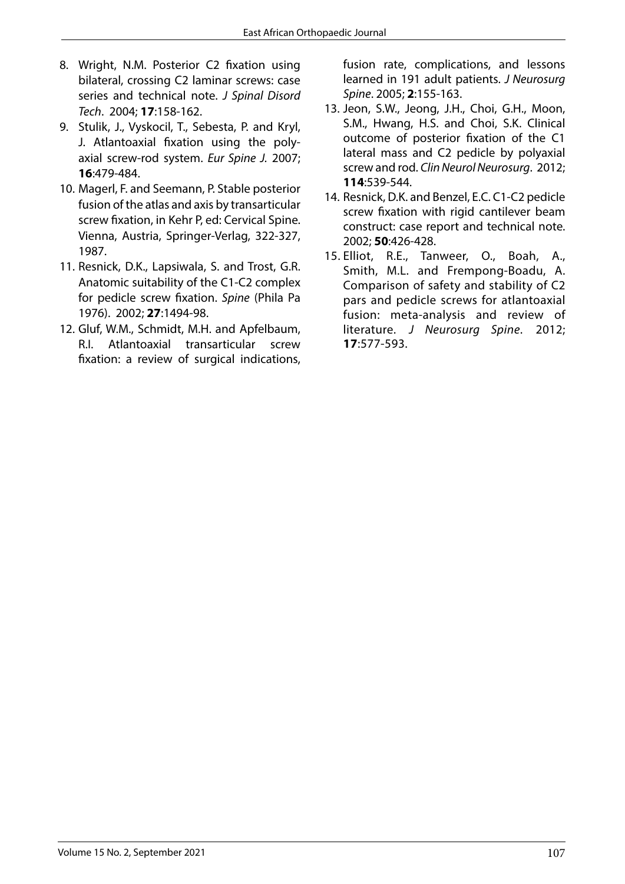8. Wright, N.M. Posterior C2 fixation using bilateral, crossing C2 laminar screws: case series and technical note. *J Spinal Disord Tech*. 2004; **17**:158-162.
9. Stulik, J., Vyskocil, T., Sebesta, P. and Kryl, J. Atlantoaxial fixation using the polyaxial screw-rod system. *Eur Spine J.* 2007; **16**:479-484.
10. Magerl, F. and Seemann, P. Stable posterior fusion of the atlas and axis by transarticular screw fixation, in Kehr P, ed: Cervical Spine. Vienna, Austria, Springer-Verlag, 322-327, 1987.
11. Resnick, D.K., Lapsiwala, S. and Trost, G.R. Anatomic suitability of the C1-C2 complex for pedicle screw fixation. *Spine* (Phila Pa 1976). 2002; **27**:1494-98.
12. Gluf, W.M., Schmidt, M.H. and Apfelbaum, R.I. Atlantoaxial transarticular screw fixation: a review of surgical indications, fusion rate, complications, and lessons learned in 191 adult patients. *J Neurosurg Spine*. 2005; **2**:155-163.
13. Jeon, S.W., Jeong, J.H., Choi, G.H., Moon, S.M., Hwang, H.S. and Choi, S.K. Clinical outcome of posterior fixation of the C1 lateral mass and C2 pedicle by polyaxial screw and rod. *Clin Neurol Neurosurg*. 2012; **114**:539-544.
14. Resnick, D.K. and Benzel, E.C. C1-C2 pedicle screw fixation with rigid cantilever beam construct: case report and technical note. 2002; **50**:426-428.
15. Elliot, R.E., Tanweer, O., Boah, A., Smith, M.L. and Frempong-Boadu, A. Comparison of safety and stability of C2 pars and pedicle screws for atlantoaxial fusion: meta-analysis and review of literature. *J Neurosurg Spine*. 2012; **17**:577-593.